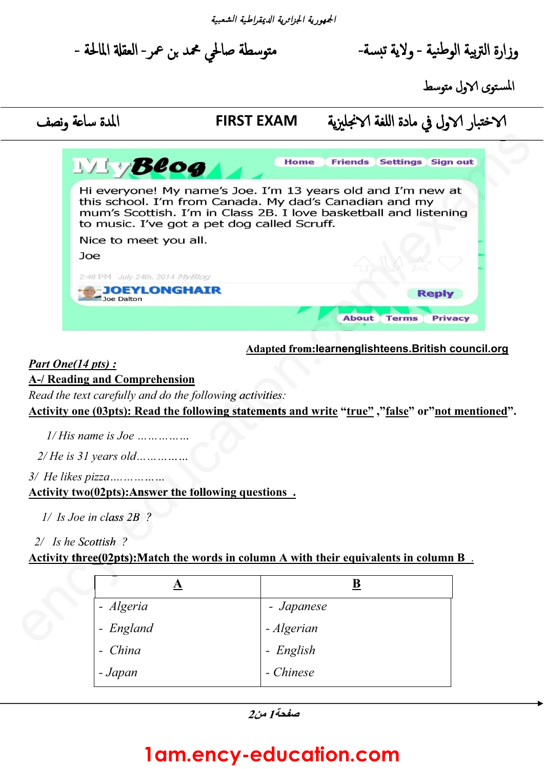الجمهورية الجزائرية الديمقراطية الشعبية

وزارة التربية الوطنية - ولاية تبسة- &nbsp;&nbsp;&nbsp;&nbsp;&nbsp;&nbsp;&nbsp;&nbsp; - متوسطة صالحي محمد بن عمر - العقلة المالحة -

المستوى الاول متوسط

| الاختبار الاول في مادة اللغة الانجليزية | FIRST EXAM | المدة ساعة ونصف |
|---|---|---|

**MyBlog** — Home | Friends | Settings | Sign out

Hi everyone! My name's Joe. I'm 13 years old and I'm new at this school. I'm from Canada. My dad's Canadian and my mum's Scottish. I'm in Class 2B. I love basketball and listening to music. I've got a pet dog called Scruff.

Nice to meet you all.

Joe

2:46 PM July 24th, 2014 MyBlog

JOEYLONGHAIR
Joe Dalton

Reply

About | Terms | Privacy

Adapted from:learnenglishteens.British council.org

***Part One(14 pts) :***

**A-/ Reading and Comprehension**

*Read the text carefully and do the following activities:*

**Activity one (03pts): Read the following statements and write "true" ,"false" or"not mentioned".**

*1/ His name is Joe ……………*

*2/ He is 31 years old……………*

*3/ He likes pizza……………*

**Activity two(02pts):Answer the following questions .**

*1/ Is Joe in class 2B ?*

*2/ Is he Scottish ?*

**Activity three(02pts):Match the words in column A with their equivalents in column B .**

| A | B |
|---|---|
| - Algeria | - Japanese |
| - England | - Algerian |
| - China | - English |
| - Japan | - Chinese |

1am.ency-education.com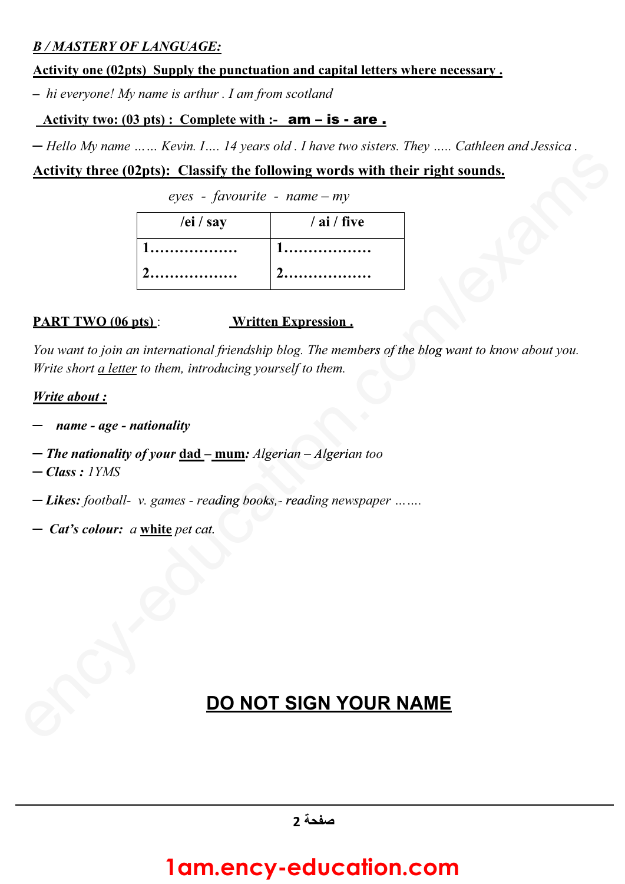***B / MASTERY OF LANGUAGE:***

**Activity one (02pts) Supply the punctuation and capital letters where necessary .**

– *hi everyone! My name is arthur . I am from scotland*

**Activity two: (03 pts) : Complete with :- am – is - are .**

– *Hello My name …… Kevin. I…. 14 years old . I have two sisters. They ….. Cathleen and Jessica .*

**Activity three (02pts): Classify the following words with their right sounds.**

*eyes - favourite - name – my*

| /ei / say | / ai / five |
|---|---|
| 1……………… | 1……………… |
| 2……………… | 2……………… |

**PART TWO (06 pts) :** **Written Expression .**

*You want to join an international friendship blog. The members of the blog want to know about you. Write short a letter to them, introducing yourself to them.*

***Write about :***

– ***name - age - nationality***

– ***The nationality of your dad – mum:*** *Algerian – Algerian too*

– ***Class :*** *1YMS*

– ***Likes:*** *football- v. games - reading books,- reading newspaper …….*

– ***Cat's colour:*** *a* **white** *pet cat.*

**DO NOT SIGN YOUR NAME**

1am.ency-education.com